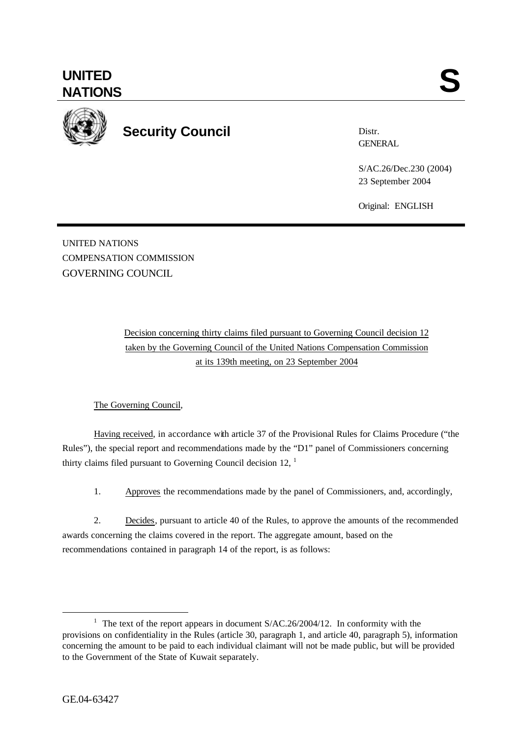# UNITED NATIONS

# S

## Security Council

Distr.
GENERAL

S/AC.26/Dec.230 (2004)
23 September 2004

Original: ENGLISH

UNITED NATIONS
COMPENSATION COMMISSION
GOVERNING COUNCIL

Decision concerning thirty claims filed pursuant to Governing Council decision 12 taken by the Governing Council of the United Nations Compensation Commission at its 139th meeting, on 23 September 2004

The Governing Council,

Having received, in accordance with article 37 of the Provisional Rules for Claims Procedure ("the Rules"), the special report and recommendations made by the "D1" panel of Commissioners concerning thirty claims filed pursuant to Governing Council decision 12, [1]

1. Approves the recommendations made by the panel of Commissioners, and, accordingly,

2. Decides, pursuant to article 40 of the Rules, to approve the amounts of the recommended awards concerning the claims covered in the report. The aggregate amount, based on the recommendations contained in paragraph 14 of the report, is as follows:

---

[1] The text of the report appears in document S/AC.26/2004/12. In conformity with the provisions on confidentiality in the Rules (article 30, paragraph 1, and article 40, paragraph 5), information concerning the amount to be paid to each individual claimant will not be made public, but will be provided to the Government of the State of Kuwait separately.

GE.04-63427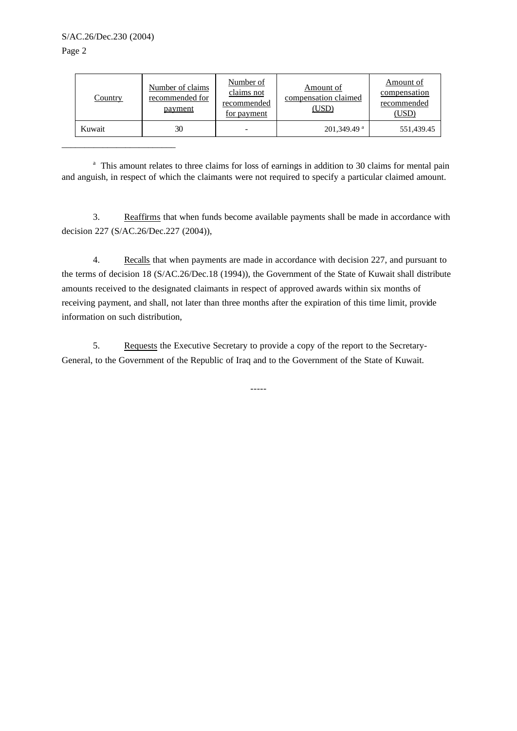| Country | Number of claims recommended for payment | Number of claims not recommended for payment | Amount of compensation claimed (USD) | Amount of compensation recommended (USD) |
|---|---|---|---|---|
| Kuwait | 30 | - | 201,349.49 [a] | 551,439.45 |

---

[a] This amount relates to three claims for loss of earnings in addition to 30 claims for mental pain and anguish, in respect of which the claimants were not required to specify a particular claimed amount.

3. Reaffirms that when funds become available payments shall be made in accordance with decision 227 (S/AC.26/Dec.227 (2004)),

4. Recalls that when payments are made in accordance with decision 227, and pursuant to the terms of decision 18 (S/AC.26/Dec.18 (1994)), the Government of the State of Kuwait shall distribute amounts received to the designated claimants in respect of approved awards within six months of receiving payment, and shall, not later than three months after the expiration of this time limit, provide information on such distribution,

5. Requests the Executive Secretary to provide a copy of the report to the Secretary-General, to the Government of the Republic of Iraq and to the Government of the State of Kuwait.

-----